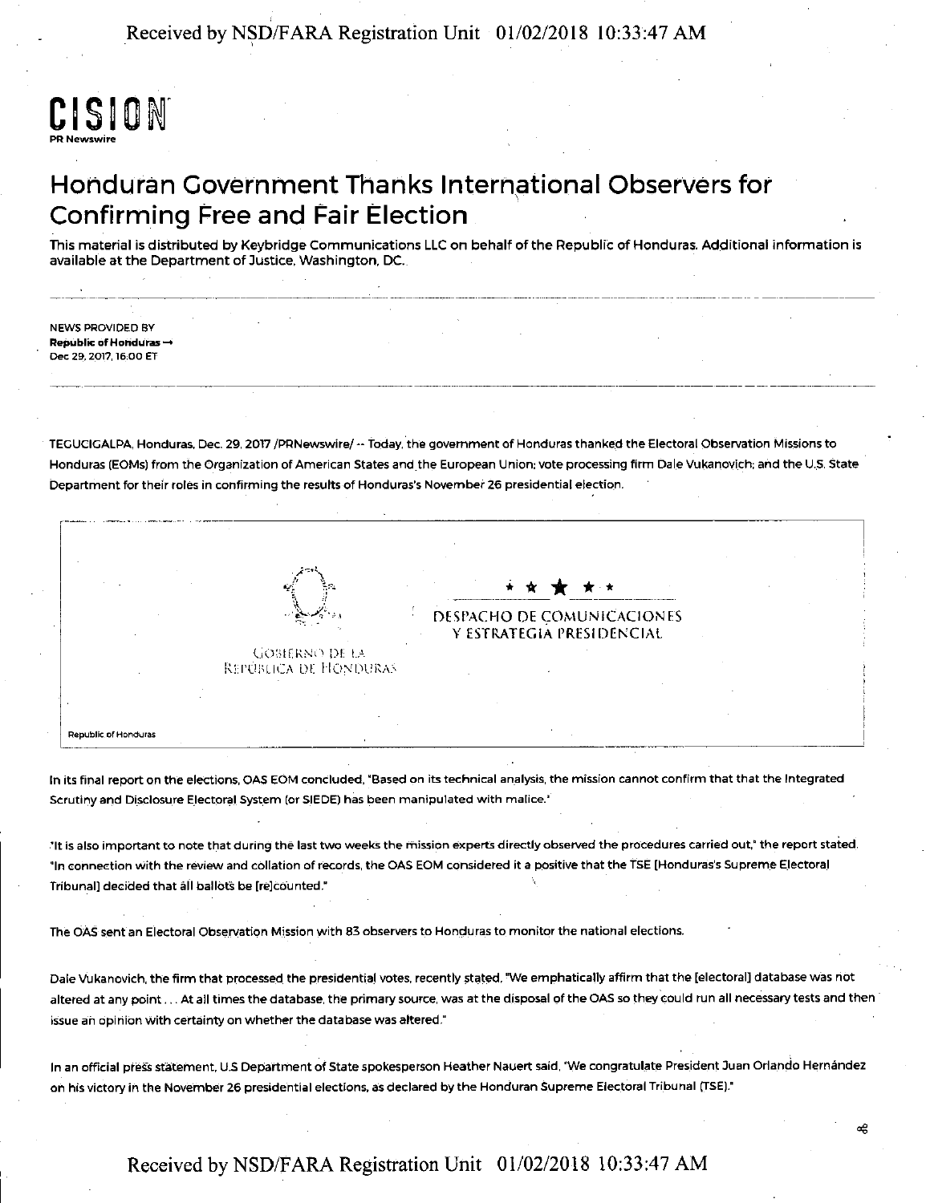**CISION**
PR Newswire

# Honduran Government Thanks International Observers for Confirming Free and Fair Election

This material is distributed by Keybridge Communications LLC on behalf of the Republic of Honduras. Additional information is available at the Department of Justice, Washington, DC.

NEWS PROVIDED BY
**Republic of Honduras →**
Dec 29, 2017, 16:00 ET

TEGUCIGALPA, Honduras, Dec. 29, 2017 /PRNewswire/ -- Today, the government of Honduras thanked the Electoral Observation Missions to Honduras (EOMs) from the Organization of American States and the European Union; vote processing firm Dale Vukanovich; and the U.S. State Department for their roles in confirming the results of Honduras's November 26 presidential election.

GOBIERNO DE LA REPÚBLICA DE HONDURAS

DESPACHO DE COMUNICACIONES Y ESTRATEGIA PRESIDENCIAL

Republic of Honduras

In its final report on the elections, OAS EOM concluded, "Based on its technical analysis, the mission cannot confirm that that the Integrated Scrutiny and Disclosure Electoral System (or SIEDE) has been manipulated with malice."

"It is also important to note that during the last two weeks the mission experts directly observed the procedures carried out," the report stated. "In connection with the review and collation of records, the OAS EOM considered it a positive that the TSE [Honduras's Supreme Electoral Tribunal] decided that all ballots be [re]counted."

The OAS sent an Electoral Observation Mission with 83 observers to Honduras to monitor the national elections.

Dale Vukanovich, the firm that processed the presidential votes, recently stated, "We emphatically affirm that the [electoral] database was not altered at any point . . . At all times the database, the primary source, was at the disposal of the OAS so they could run all necessary tests and then issue an opinion with certainty on whether the database was altered."

In an official press statement, U.S Department of State spokesperson Heather Nauert said, "We congratulate President Juan Orlando Hernández on his victory in the November 26 presidential elections, as declared by the Honduran Supreme Electoral Tribunal (TSE)."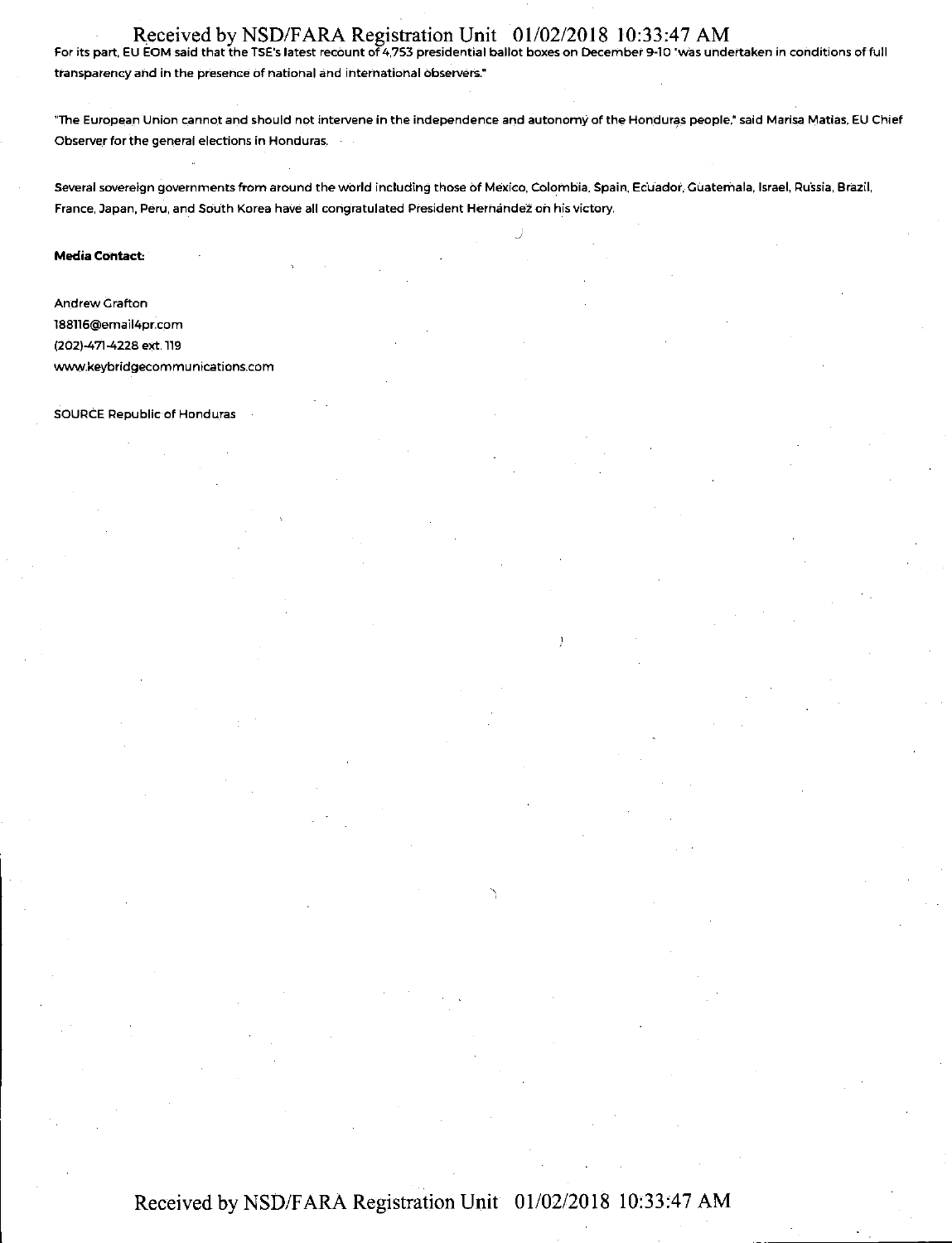For its part, EU EOM said that the TSE's latest recount of 4,753 presidential ballot boxes on December 9-10 "was undertaken in conditions of full transparency and in the presence of national and international observers."

"The European Union cannot and should not intervene in the independence and autonomy of the Honduras people," said Marisa Matias, EU Chief Observer for the general elections in Honduras.

Several sovereign governments from around the world including those of Mexico, Colombia, Spain, Ecuador, Guatemala, Israel, Russia, Brazil, France, Japan, Peru, and South Korea have all congratulated President Hernández on his victory.

**Media Contact:**

Andrew Grafton
188116@email4pr.com
(202)-471-4228 ext. 119
www.keybridgecommunications.com

SOURCE Republic of Honduras